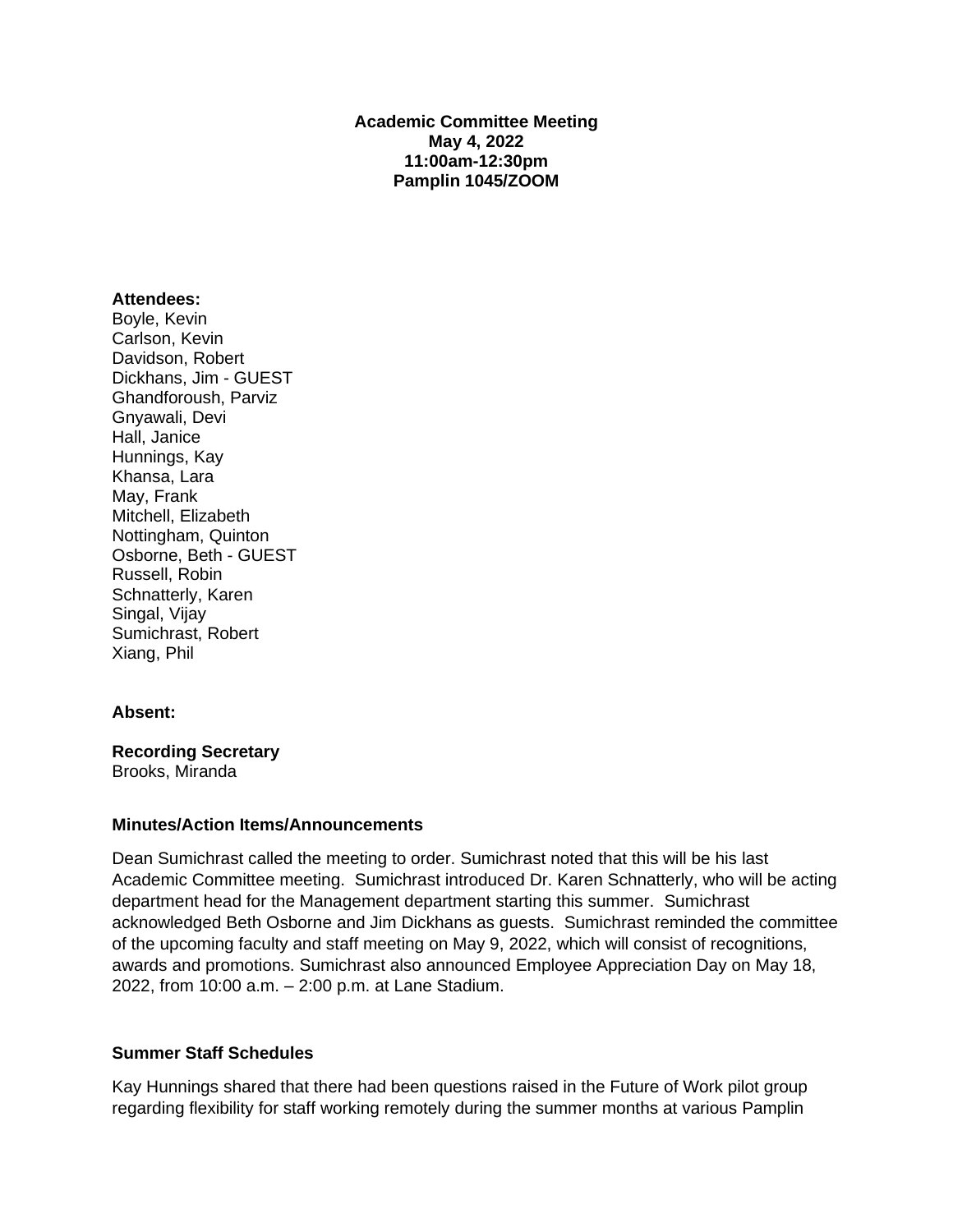**Academic Committee Meeting**
**May 4, 2022**
**11:00am-12:30pm**
**Pamplin 1045/ZOOM**

**Attendees:**
Boyle, Kevin
Carlson, Kevin
Davidson, Robert
Dickhans, Jim - GUEST
Ghandforoush, Parviz
Gnyawali, Devi
Hall, Janice
Hunnings, Kay
Khansa, Lara
May, Frank
Mitchell, Elizabeth
Nottingham, Quinton
Osborne, Beth - GUEST
Russell, Robin
Schnatterly, Karen
Singal, Vijay
Sumichrast, Robert
Xiang, Phil

**Absent:**

**Recording Secretary**
Brooks, Miranda

**Minutes/Action Items/Announcements**

Dean Sumichrast called the meeting to order. Sumichrast noted that this will be his last Academic Committee meeting. Sumichrast introduced Dr. Karen Schnatterly, who will be acting department head for the Management department starting this summer. Sumichrast acknowledged Beth Osborne and Jim Dickhans as guests. Sumichrast reminded the committee of the upcoming faculty and staff meeting on May 9, 2022, which will consist of recognitions, awards and promotions. Sumichrast also announced Employee Appreciation Day on May 18, 2022, from 10:00 a.m. – 2:00 p.m. at Lane Stadium.

**Summer Staff Schedules**

Kay Hunnings shared that there had been questions raised in the Future of Work pilot group regarding flexibility for staff working remotely during the summer months at various Pamplin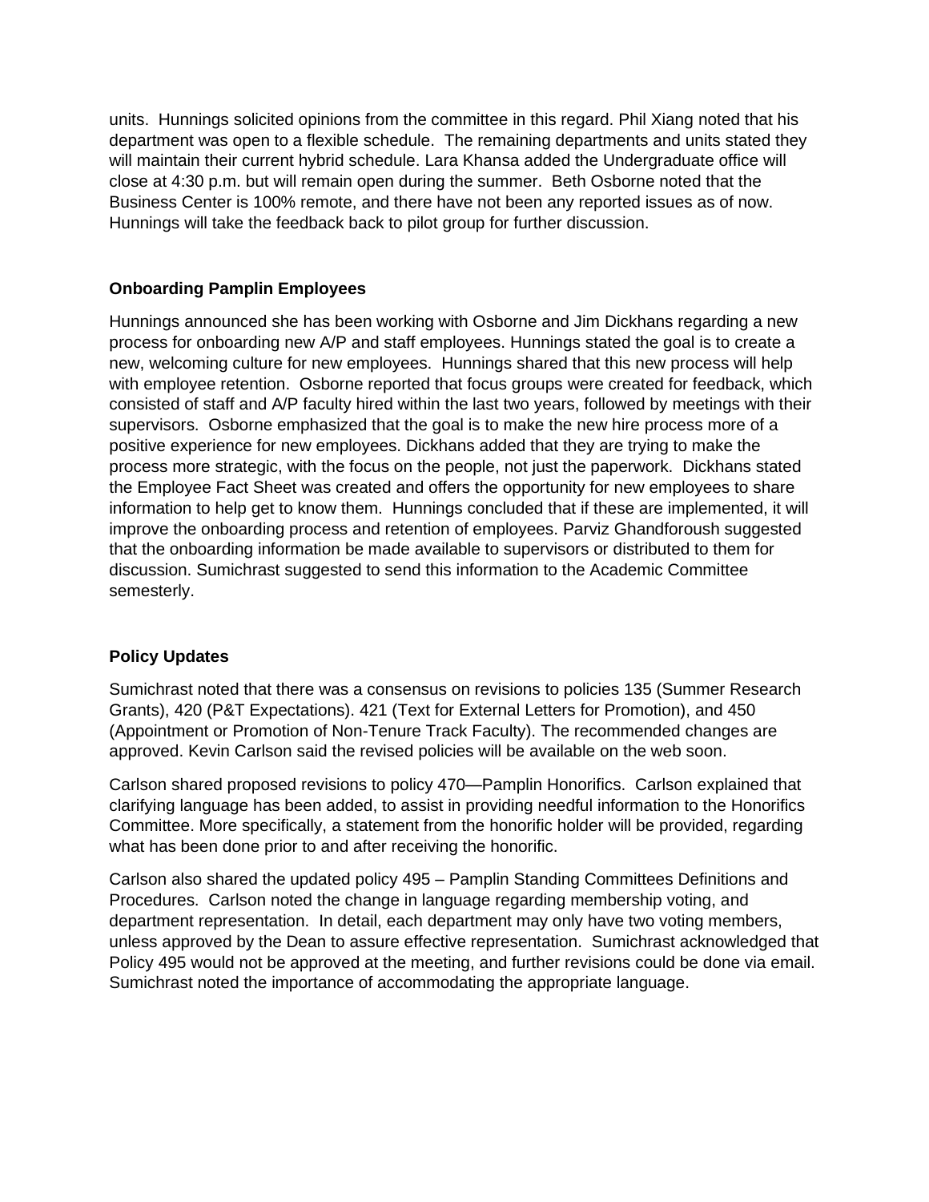units. Hunnings solicited opinions from the committee in this regard. Phil Xiang noted that his department was open to a flexible schedule. The remaining departments and units stated they will maintain their current hybrid schedule. Lara Khansa added the Undergraduate office will close at 4:30 p.m. but will remain open during the summer. Beth Osborne noted that the Business Center is 100% remote, and there have not been any reported issues as of now. Hunnings will take the feedback back to pilot group for further discussion.

**Onboarding Pamplin Employees**

Hunnings announced she has been working with Osborne and Jim Dickhans regarding a new process for onboarding new A/P and staff employees. Hunnings stated the goal is to create a new, welcoming culture for new employees. Hunnings shared that this new process will help with employee retention. Osborne reported that focus groups were created for feedback, which consisted of staff and A/P faculty hired within the last two years, followed by meetings with their supervisors. Osborne emphasized that the goal is to make the new hire process more of a positive experience for new employees. Dickhans added that they are trying to make the process more strategic, with the focus on the people, not just the paperwork. Dickhans stated the Employee Fact Sheet was created and offers the opportunity for new employees to share information to help get to know them. Hunnings concluded that if these are implemented, it will improve the onboarding process and retention of employees. Parviz Ghandforoush suggested that the onboarding information be made available to supervisors or distributed to them for discussion. Sumichrast suggested to send this information to the Academic Committee semesterly.

**Policy Updates**

Sumichrast noted that there was a consensus on revisions to policies 135 (Summer Research Grants), 420 (P&T Expectations). 421 (Text for External Letters for Promotion), and 450 (Appointment or Promotion of Non-Tenure Track Faculty). The recommended changes are approved. Kevin Carlson said the revised policies will be available on the web soon.

Carlson shared proposed revisions to policy 470—Pamplin Honorifics. Carlson explained that clarifying language has been added, to assist in providing needful information to the Honorifics Committee. More specifically, a statement from the honorific holder will be provided, regarding what has been done prior to and after receiving the honorific.

Carlson also shared the updated policy 495 – Pamplin Standing Committees Definitions and Procedures. Carlson noted the change in language regarding membership voting, and department representation. In detail, each department may only have two voting members, unless approved by the Dean to assure effective representation. Sumichrast acknowledged that Policy 495 would not be approved at the meeting, and further revisions could be done via email. Sumichrast noted the importance of accommodating the appropriate language.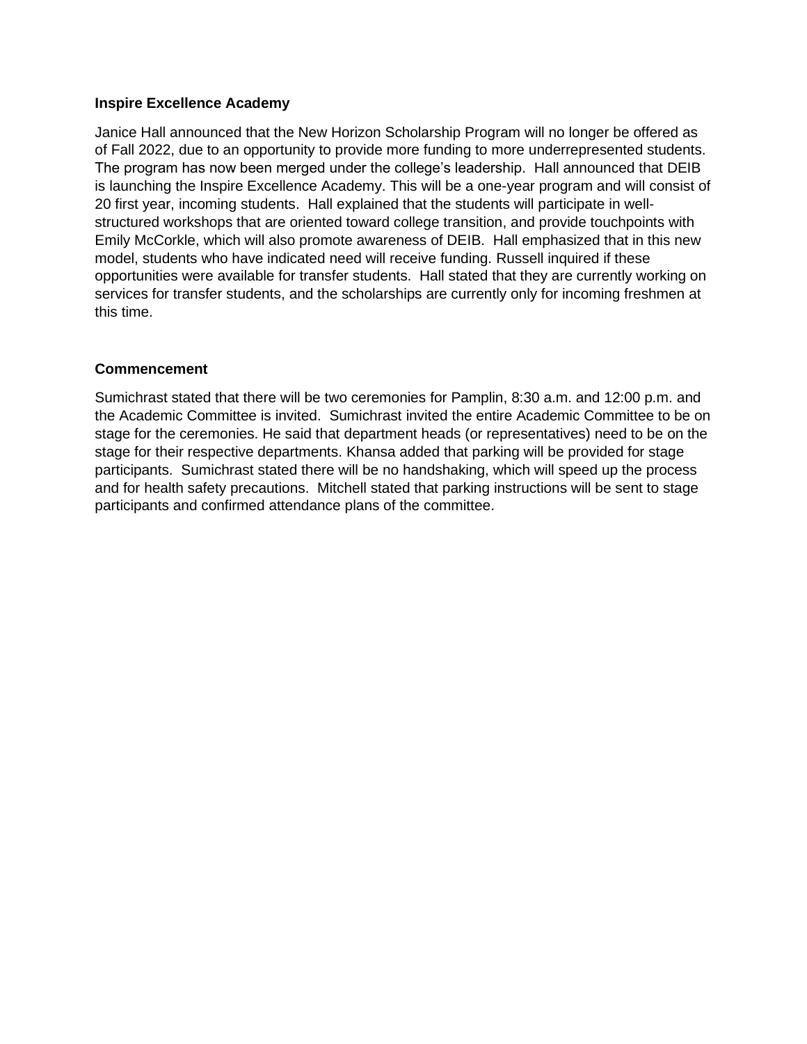**Inspire Excellence Academy**

Janice Hall announced that the New Horizon Scholarship Program will no longer be offered as of Fall 2022, due to an opportunity to provide more funding to more underrepresented students. The program has now been merged under the college's leadership. Hall announced that DEIB is launching the Inspire Excellence Academy. This will be a one-year program and will consist of 20 first year, incoming students. Hall explained that the students will participate in well-structured workshops that are oriented toward college transition, and provide touchpoints with Emily McCorkle, which will also promote awareness of DEIB. Hall emphasized that in this new model, students who have indicated need will receive funding. Russell inquired if these opportunities were available for transfer students. Hall stated that they are currently working on services for transfer students, and the scholarships are currently only for incoming freshmen at this time.

**Commencement**

Sumichrast stated that there will be two ceremonies for Pamplin, 8:30 a.m. and 12:00 p.m. and the Academic Committee is invited. Sumichrast invited the entire Academic Committee to be on stage for the ceremonies. He said that department heads (or representatives) need to be on the stage for their respective departments. Khansa added that parking will be provided for stage participants. Sumichrast stated there will be no handshaking, which will speed up the process and for health safety precautions. Mitchell stated that parking instructions will be sent to stage participants and confirmed attendance plans of the committee.